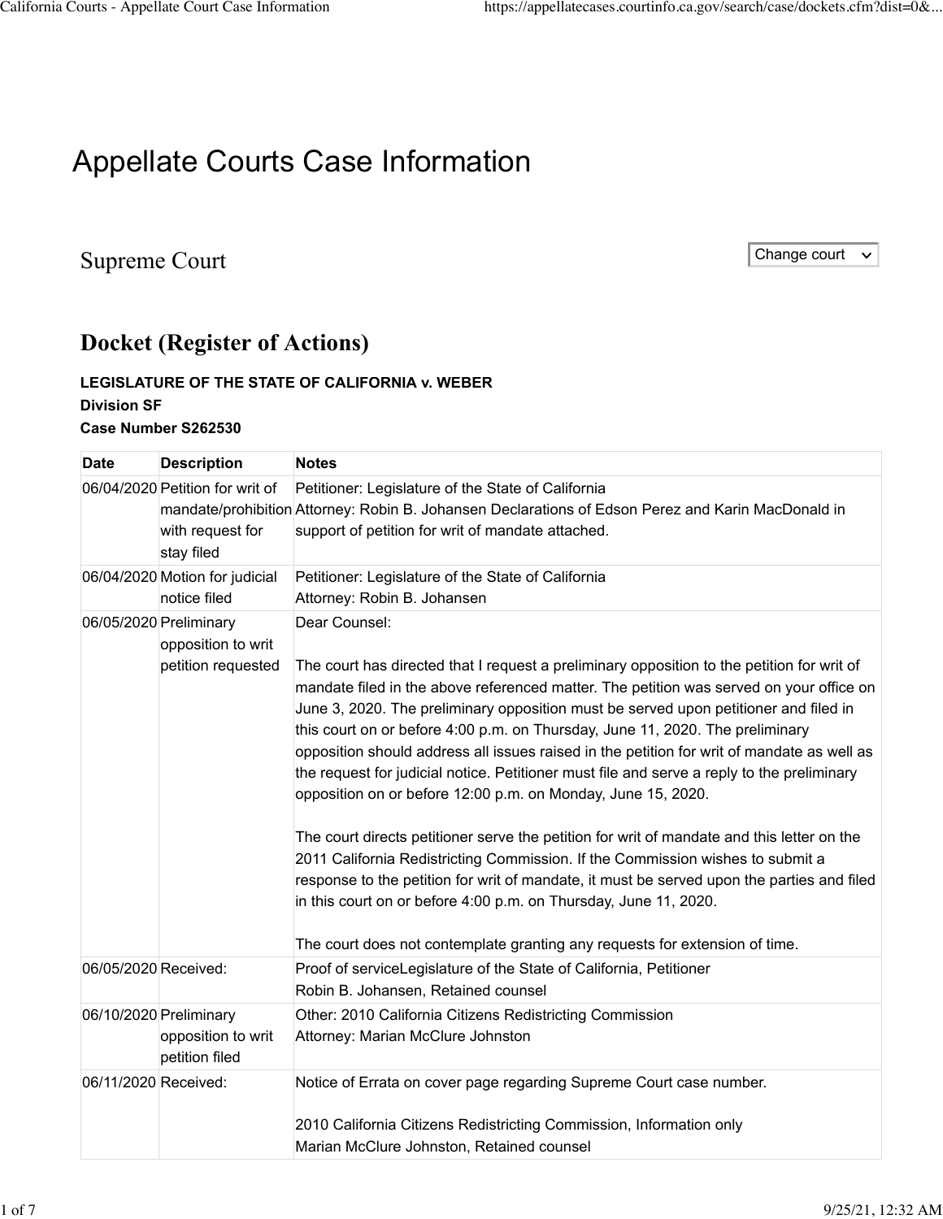# Appellate Courts Case Information

## Supreme Court

Change court

## Docket (Register of Actions)

**LEGISLATURE OF THE STATE OF CALIFORNIA v. WEBER**
**Division SF**
**Case Number S262530**

| Date | Description | Notes |
|---|---|---|
| 06/04/2020 | Petition for writ of mandate/prohibition with request for stay filed | Petitioner: Legislature of the State of California<br>Attorney: Robin B. Johansen Declarations of Edson Perez and Karin MacDonald in support of petition for writ of mandate attached. |
| 06/04/2020 | Motion for judicial notice filed | Petitioner: Legislature of the State of California<br>Attorney: Robin B. Johansen |
| 06/05/2020 | Preliminary opposition to writ petition requested | Dear Counsel:<br><br>The court has directed that I request a preliminary opposition to the petition for writ of mandate filed in the above referenced matter. The petition was served on your office on June 3, 2020. The preliminary opposition must be served upon petitioner and filed in this court on or before 4:00 p.m. on Thursday, June 11, 2020. The preliminary opposition should address all issues raised in the petition for writ of mandate as well as the request for judicial notice. Petitioner must file and serve a reply to the preliminary opposition on or before 12:00 p.m. on Monday, June 15, 2020.<br><br>The court directs petitioner serve the petition for writ of mandate and this letter on the 2011 California Redistricting Commission. If the Commission wishes to submit a response to the petition for writ of mandate, it must be served upon the parties and filed in this court on or before 4:00 p.m. on Thursday, June 11, 2020.<br><br>The court does not contemplate granting any requests for extension of time. |
| 06/05/2020 | Received: | Proof of serviceLegislature of the State of California, Petitioner<br>Robin B. Johansen, Retained counsel |
| 06/10/2020 | Preliminary opposition to writ petition filed | Other: 2010 California Citizens Redistricting Commission<br>Attorney: Marian McClure Johnston |
| 06/11/2020 | Received: | Notice of Errata on cover page regarding Supreme Court case number.<br><br>2010 California Citizens Redistricting Commission, Information only<br>Marian McClure Johnston, Retained counsel |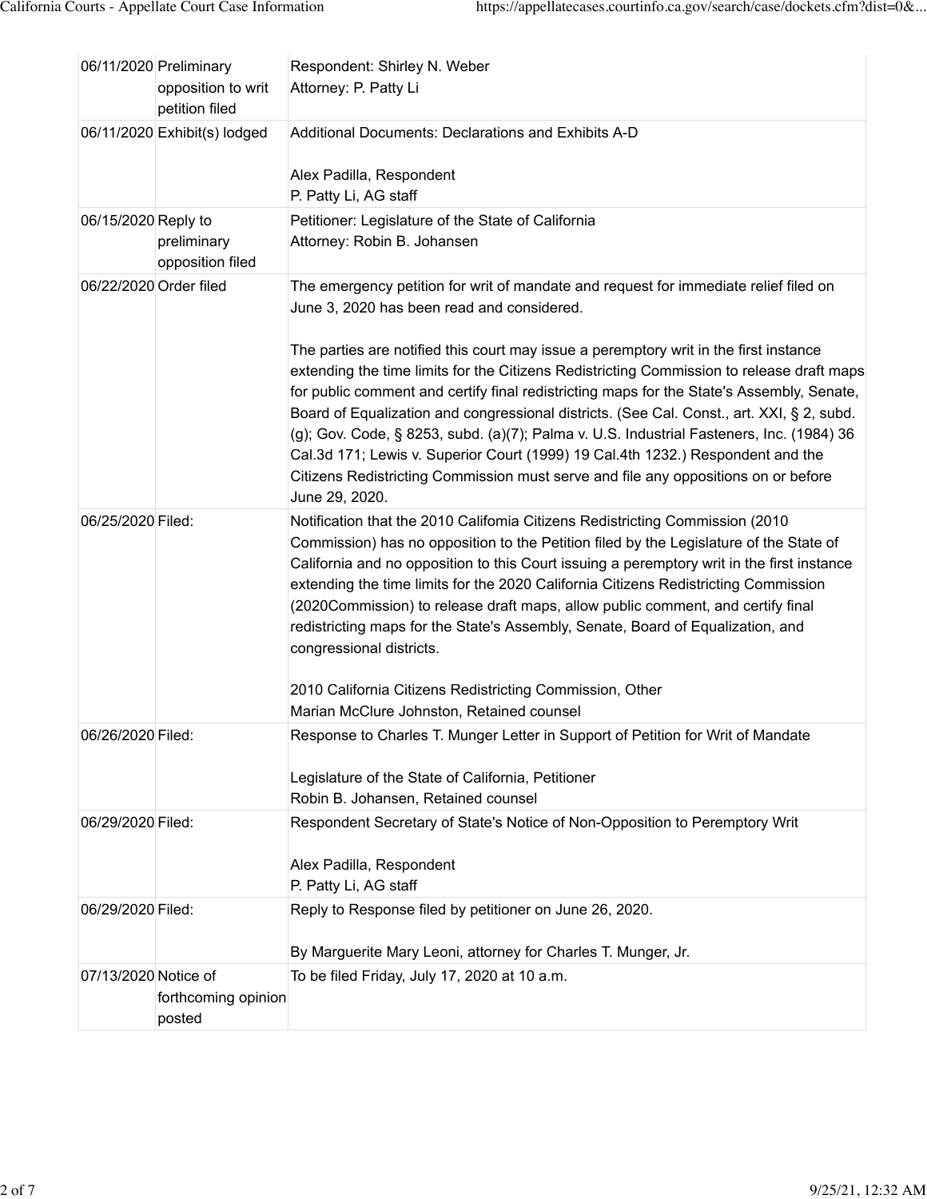| | | |
|---|---|---|
| 06/11/2020 | Preliminary opposition to writ petition filed | Respondent: Shirley N. Weber<br>Attorney: P. Patty Li |
| 06/11/2020 | Exhibit(s) lodged | Additional Documents: Declarations and Exhibits A-D<br><br>Alex Padilla, Respondent<br>P. Patty Li, AG staff |
| 06/15/2020 | Reply to preliminary opposition filed | Petitioner: Legislature of the State of California<br>Attorney: Robin B. Johansen |
| 06/22/2020 | Order filed | The emergency petition for writ of mandate and request for immediate relief filed on June 3, 2020 has been read and considered.<br><br>The parties are notified this court may issue a peremptory writ in the first instance extending the time limits for the Citizens Redistricting Commission to release draft maps for public comment and certify final redistricting maps for the State's Assembly, Senate, Board of Equalization and congressional districts. (See Cal. Const., art. XXI, § 2, subd. (g); Gov. Code, § 8253, subd. (a)(7); Palma v. U.S. Industrial Fasteners, Inc. (1984) 36 Cal.3d 171; Lewis v. Superior Court (1999) 19 Cal.4th 1232.) Respondent and the Citizens Redistricting Commission must serve and file any oppositions on or before June 29, 2020. |
| 06/25/2020 | Filed: | Notification that the 2010 Califomia Citizens Redistricting Commission (2010 Commission) has no opposition to the Petition filed by the Legislature of the State of California and no opposition to this Court issuing a peremptory writ in the first instance extending the time limits for the 2020 California Citizens Redistricting Commission (2020Commission) to release draft maps, allow public comment, and certify final redistricting maps for the State's Assembly, Senate, Board of Equalization, and congressional districts.<br><br>2010 California Citizens Redistricting Commission, Other<br>Marian McClure Johnston, Retained counsel |
| 06/26/2020 | Filed: | Response to Charles T. Munger Letter in Support of Petition for Writ of Mandate<br><br>Legislature of the State of California, Petitioner<br>Robin B. Johansen, Retained counsel |
| 06/29/2020 | Filed: | Respondent Secretary of State's Notice of Non-Opposition to Peremptory Writ<br><br>Alex Padilla, Respondent<br>P. Patty Li, AG staff |
| 06/29/2020 | Filed: | Reply to Response filed by petitioner on June 26, 2020.<br><br>By Marguerite Mary Leoni, attorney for Charles T. Munger, Jr. |
| 07/13/2020 | Notice of forthcoming opinion posted | To be filed Friday, July 17, 2020 at 10 a.m. |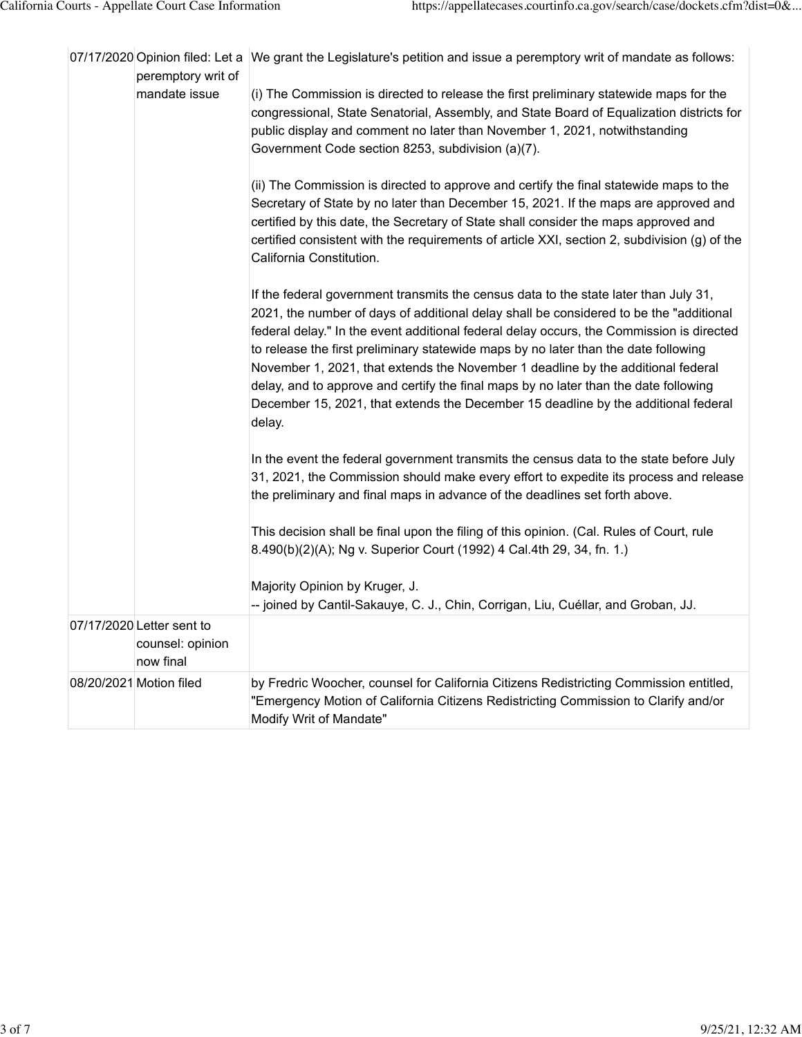| | | |
|---|---|---|
| 07/17/2020 | Opinion filed: Let a peremptory writ of mandate issue | We grant the Legislature's petition and issue a peremptory writ of mandate as follows:<br><br>(i) The Commission is directed to release the first preliminary statewide maps for the congressional, State Senatorial, Assembly, and State Board of Equalization districts for public display and comment no later than November 1, 2021, notwithstanding Government Code section 8253, subdivision (a)(7).<br><br>(ii) The Commission is directed to approve and certify the final statewide maps to the Secretary of State by no later than December 15, 2021. If the maps are approved and certified by this date, the Secretary of State shall consider the maps approved and certified consistent with the requirements of article XXI, section 2, subdivision (g) of the California Constitution.<br><br>If the federal government transmits the census data to the state later than July 31, 2021, the number of days of additional delay shall be considered to be the "additional federal delay." In the event additional federal delay occurs, the Commission is directed to release the first preliminary statewide maps by no later than the date following November 1, 2021, that extends the November 1 deadline by the additional federal delay, and to approve and certify the final maps by no later than the date following December 15, 2021, that extends the December 15 deadline by the additional federal delay.<br><br>In the event the federal government transmits the census data to the state before July 31, 2021, the Commission should make every effort to expedite its process and release the preliminary and final maps in advance of the deadlines set forth above.<br><br>This decision shall be final upon the filing of this opinion. (Cal. Rules of Court, rule 8.490(b)(2)(A); Ng v. Superior Court (1992) 4 Cal.4th 29, 34, fn. 1.)<br><br>Majority Opinion by Kruger, J.<br>-- joined by Cantil-Sakauye, C. J., Chin, Corrigan, Liu, Cuéllar, and Groban, JJ. |
| 07/17/2020 | Letter sent to counsel: opinion now final | |
| 08/20/2021 | Motion filed | by Fredric Woocher, counsel for California Citizens Redistricting Commission entitled, "Emergency Motion of California Citizens Redistricting Commission to Clarify and/or Modify Writ of Mandate" |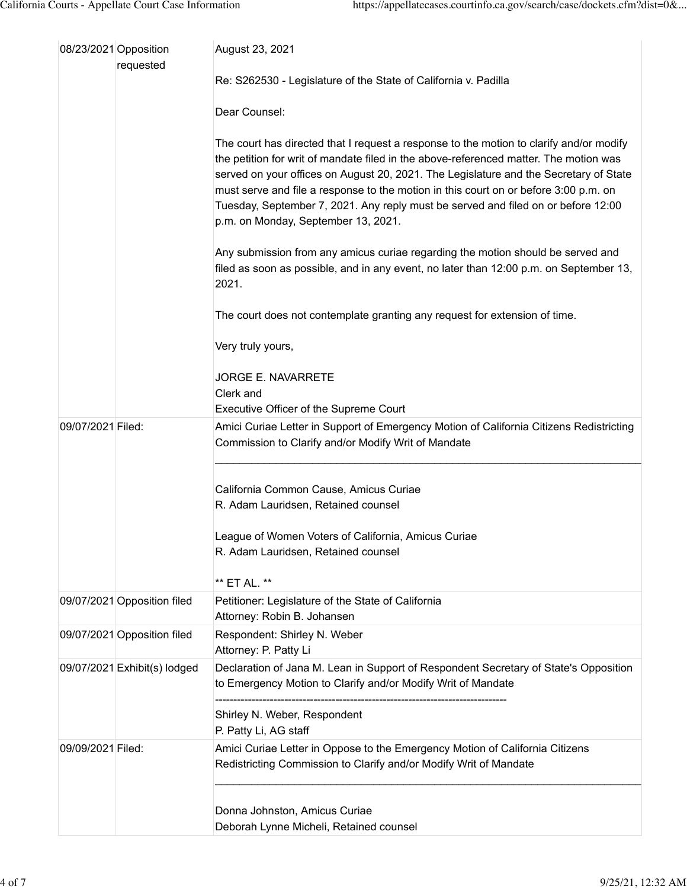| | | |
|---|---|---|
| 08/23/2021 | Opposition requested | August 23, 2021<br><br>Re: S262530 - Legislature of the State of California v. Padilla<br><br>Dear Counsel:<br><br>The court has directed that I request a response to the motion to clarify and/or modify the petition for writ of mandate filed in the above-referenced matter. The motion was served on your offices on August 20, 2021. The Legislature and the Secretary of State must serve and file a response to the motion in this court on or before 3:00 p.m. on Tuesday, September 7, 2021. Any reply must be served and filed on or before 12:00 p.m. on Monday, September 13, 2021.<br><br>Any submission from any amicus curiae regarding the motion should be served and filed as soon as possible, and in any event, no later than 12:00 p.m. on September 13, 2021.<br><br>The court does not contemplate granting any request for extension of time.<br><br>Very truly yours,<br><br>JORGE E. NAVARRETE<br>Clerk and<br>Executive Officer of the Supreme Court |
| 09/07/2021 | Filed: | Amici Curiae Letter in Support of Emergency Motion of California Citizens Redistricting Commission to Clarify and/or Modify Writ of Mandate<br>\_\_\_\_\_\_\_\_\_\_\_\_\_\_\_\_\_\_\_\_\_\_\_\_\_\_\_\_\_\_\_\_\_\_\_\_\_\_\_\_<br><br>California Common Cause, Amicus Curiae<br>R. Adam Lauridsen, Retained counsel<br><br>League of Women Voters of California, Amicus Curiae<br>R. Adam Lauridsen, Retained counsel<br><br>** ET AL. ** |
| 09/07/2021 | Opposition filed | Petitioner: Legislature of the State of California<br>Attorney: Robin B. Johansen |
| 09/07/2021 | Opposition filed | Respondent: Shirley N. Weber<br>Attorney: P. Patty Li |
| 09/07/2021 | Exhibit(s) lodged | Declaration of Jana M. Lean in Support of Respondent Secretary of State's Opposition to Emergency Motion to Clarify and/or Modify Writ of Mandate<br>--------------------------------------------------------------------------------<br>Shirley N. Weber, Respondent<br>P. Patty Li, AG staff |
| 09/09/2021 | Filed: | Amici Curiae Letter in Oppose to the Emergency Motion of California Citizens Redistricting Commission to Clarify and/or Modify Writ of Mandate<br>\_\_\_\_\_\_\_\_\_\_\_\_\_\_\_\_\_\_\_\_\_\_\_\_\_\_\_\_\_\_\_\_\_\_\_\_\_\_\_\_<br><br>Donna Johnston, Amicus Curiae<br>Deborah Lynne Micheli, Retained counsel |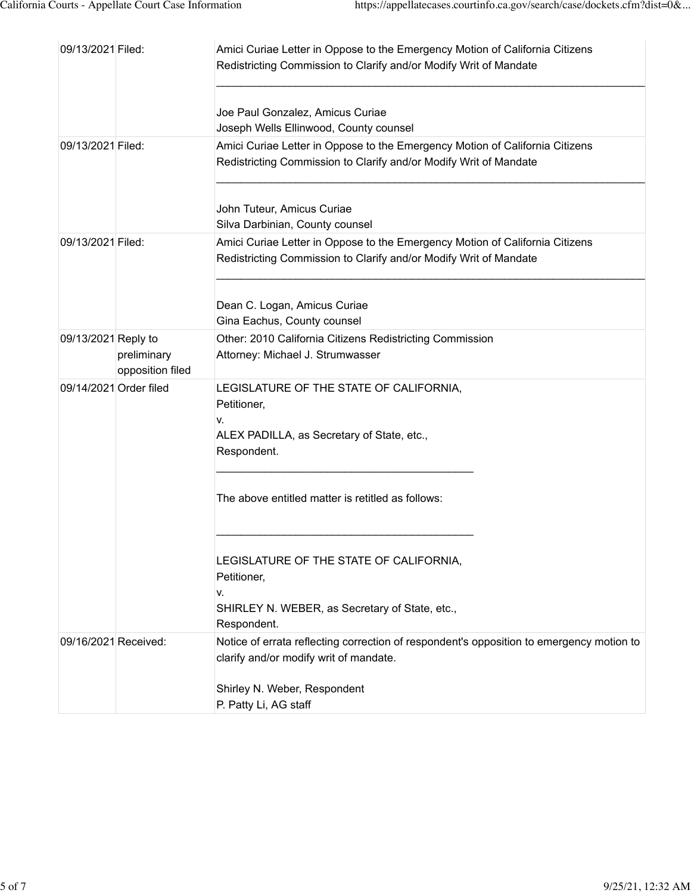| | | |
|---|---|---|
| 09/13/2021 | Filed: | Amici Curiae Letter in Oppose to the Emergency Motion of California Citizens Redistricting Commission to Clarify and/or Modify Writ of Mandate<br><br>Joe Paul Gonzalez, Amicus Curiae<br>Joseph Wells Ellinwood, County counsel |
| 09/13/2021 | Filed: | Amici Curiae Letter in Oppose to the Emergency Motion of California Citizens Redistricting Commission to Clarify and/or Modify Writ of Mandate<br><br>John Tuteur, Amicus Curiae<br>Silva Darbinian, County counsel |
| 09/13/2021 | Filed: | Amici Curiae Letter in Oppose to the Emergency Motion of California Citizens Redistricting Commission to Clarify and/or Modify Writ of Mandate<br><br>Dean C. Logan, Amicus Curiae<br>Gina Eachus, County counsel |
| 09/13/2021 | Reply to preliminary opposition filed | Other: 2010 California Citizens Redistricting Commission<br>Attorney: Michael J. Strumwasser |
| 09/14/2021 | Order filed | LEGISLATURE OF THE STATE OF CALIFORNIA,<br>Petitioner,<br>v.<br>ALEX PADILLA, as Secretary of State, etc.,<br>Respondent.<br><br>The above entitled matter is retitled as follows:<br><br>LEGISLATURE OF THE STATE OF CALIFORNIA,<br>Petitioner,<br>v.<br>SHIRLEY N. WEBER, as Secretary of State, etc.,<br>Respondent. |
| 09/16/2021 | Received: | Notice of errata reflecting correction of respondent's opposition to emergency motion to clarify and/or modify writ of mandate.<br><br>Shirley N. Weber, Respondent<br>P. Patty Li, AG staff |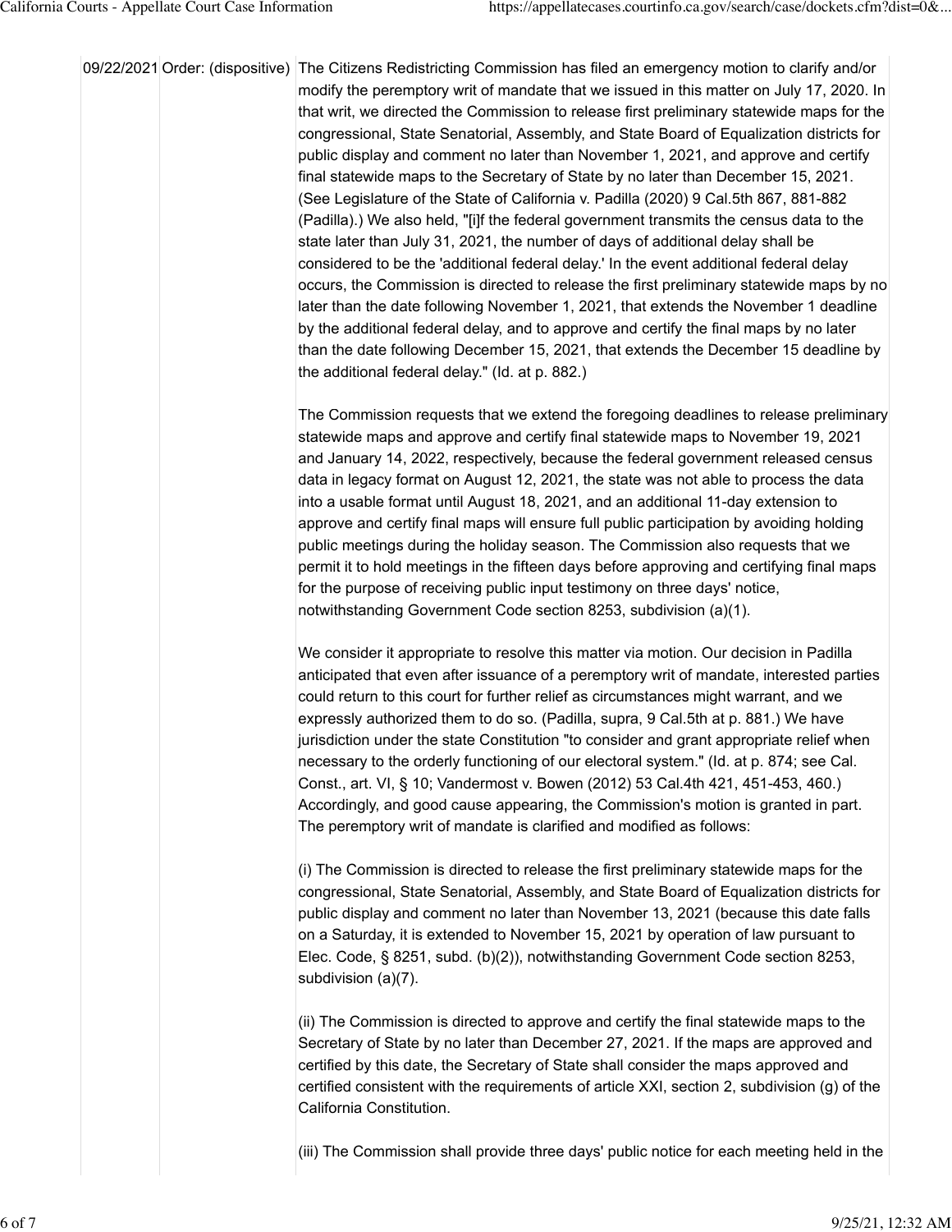| | | |
|---|---|---|
| 09/22/2021 | Order: (dispositive) | The Citizens Redistricting Commission has filed an emergency motion to clarify and/or modify the peremptory writ of mandate that we issued in this matter on July 17, 2020. In that writ, we directed the Commission to release first preliminary statewide maps for the congressional, State Senatorial, Assembly, and State Board of Equalization districts for public display and comment no later than November 1, 2021, and approve and certify final statewide maps to the Secretary of State by no later than December 15, 2021. (See Legislature of the State of California v. Padilla (2020) 9 Cal.5th 867, 881-882 (Padilla).) We also held, "[i]f the federal government transmits the census data to the state later than July 31, 2021, the number of days of additional delay shall be considered to be the 'additional federal delay.' In the event additional federal delay occurs, the Commission is directed to release the first preliminary statewide maps by no later than the date following November 1, 2021, that extends the November 1 deadline by the additional federal delay, and to approve and certify the final maps by no later than the date following December 15, 2021, that extends the December 15 deadline by the additional federal delay." (Id. at p. 882.)<br><br>The Commission requests that we extend the foregoing deadlines to release preliminary statewide maps and approve and certify final statewide maps to November 19, 2021 and January 14, 2022, respectively, because the federal government released census data in legacy format on August 12, 2021, the state was not able to process the data into a usable format until August 18, 2021, and an additional 11-day extension to approve and certify final maps will ensure full public participation by avoiding holding public meetings during the holiday season. The Commission also requests that we permit it to hold meetings in the fifteen days before approving and certifying final maps for the purpose of receiving public input testimony on three days' notice, notwithstanding Government Code section 8253, subdivision (a)(1).<br><br>We consider it appropriate to resolve this matter via motion. Our decision in Padilla anticipated that even after issuance of a peremptory writ of mandate, interested parties could return to this court for further relief as circumstances might warrant, and we expressly authorized them to do so. (Padilla, supra, 9 Cal.5th at p. 881.) We have jurisdiction under the state Constitution "to consider and grant appropriate relief when necessary to the orderly functioning of our electoral system." (Id. at p. 874; see Cal. Const., art. VI, § 10; Vandermost v. Bowen (2012) 53 Cal.4th 421, 451-453, 460.) Accordingly, and good cause appearing, the Commission's motion is granted in part. The peremptory writ of mandate is clarified and modified as follows:<br><br>(i) The Commission is directed to release the first preliminary statewide maps for the congressional, State Senatorial, Assembly, and State Board of Equalization districts for public display and comment no later than November 13, 2021 (because this date falls on a Saturday, it is extended to November 15, 2021 by operation of law pursuant to Elec. Code, § 8251, subd. (b)(2)), notwithstanding Government Code section 8253, subdivision (a)(7).<br><br>(ii) The Commission is directed to approve and certify the final statewide maps to the Secretary of State by no later than December 27, 2021. If the maps are approved and certified by this date, the Secretary of State shall consider the maps approved and certified consistent with the requirements of article XXI, section 2, subdivision (g) of the California Constitution.<br><br>(iii) The Commission shall provide three days' public notice for each meeting held in the |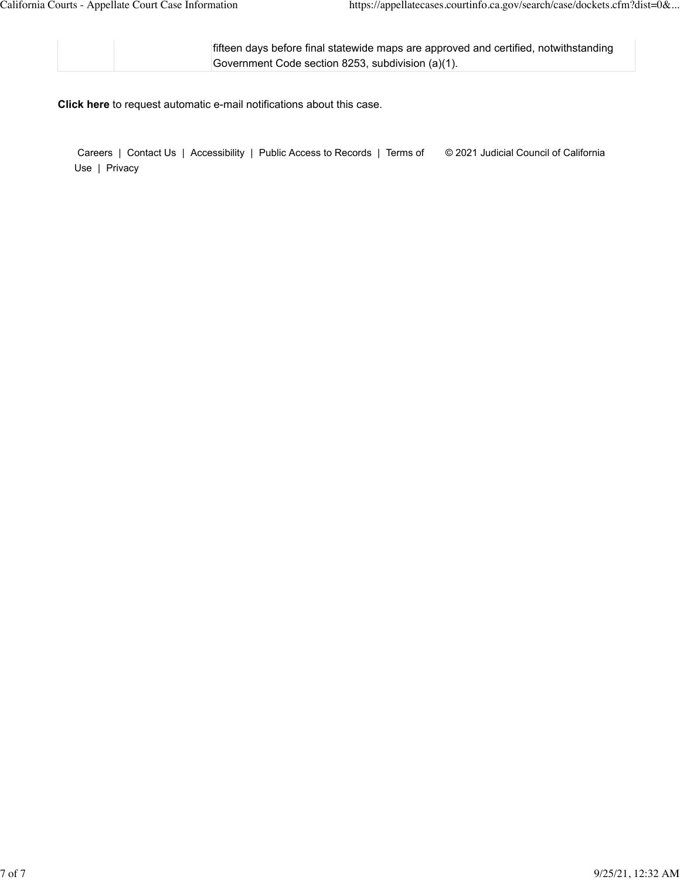| | | |
|---|---|---|
| | | fifteen days before final statewide maps are approved and certified, notwithstanding Government Code section 8253, subdivision (a)(1). |

**Click here** to request automatic e-mail notifications about this case.

Careers | Contact Us | Accessibility | Public Access to Records | Terms of Use | Privacy

© 2021 Judicial Council of California